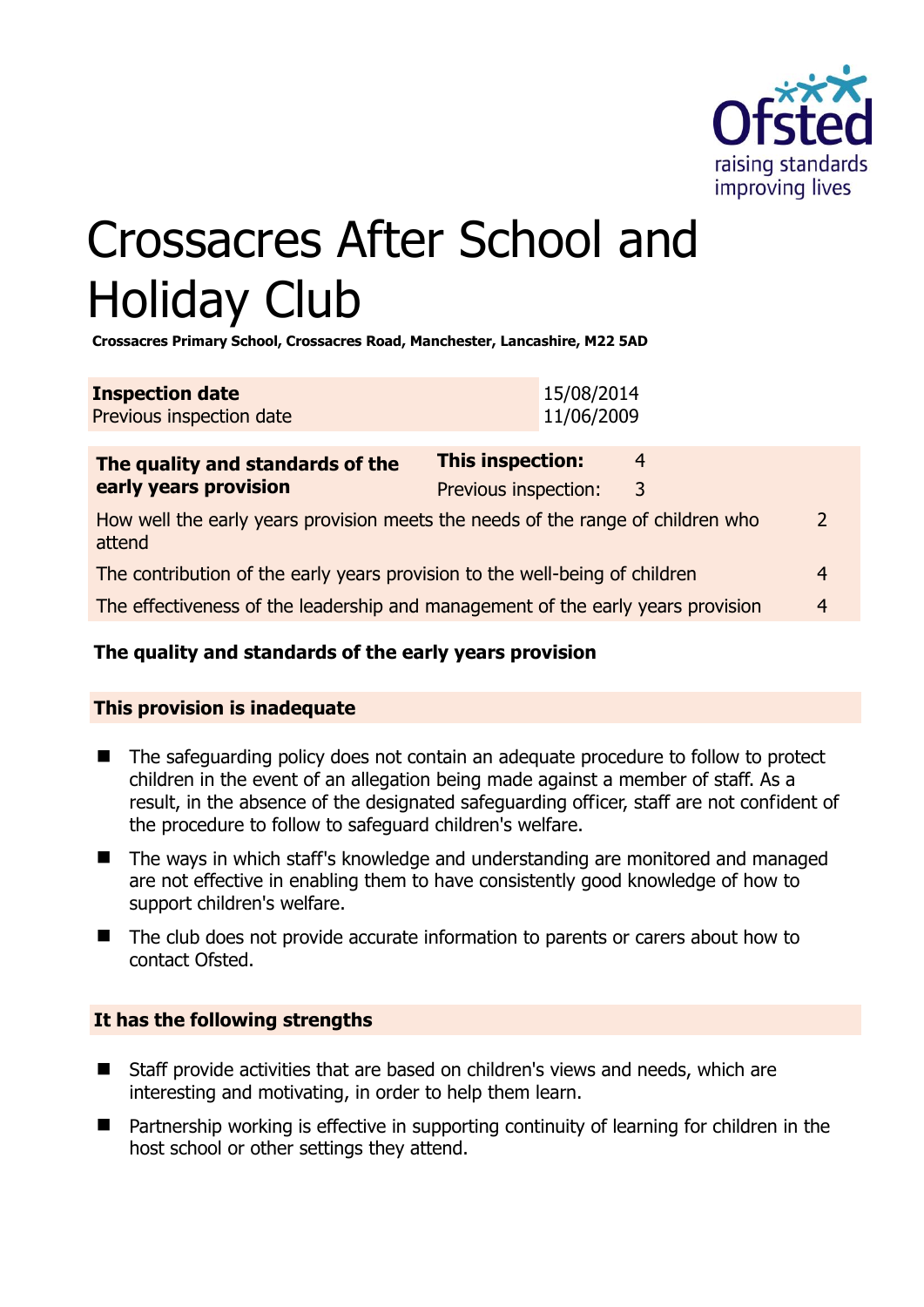# Crossacres After School and Holiday Club

**Crossacres Primary School, Crossacres Road, Manchester, Lancashire, M22 5AD**

| **Inspection date** | 15/08/2014 |
|---|---|
| Previous inspection date | 11/06/2009 |

| **The quality and standards of the early years provision** | **This inspection:** | 4 |
|---|---|---|
| | Previous inspection: | 3 |
| How well the early years provision meets the needs of the range of children who attend | | 2 |
| The contribution of the early years provision to the well-being of children | | 4 |
| The effectiveness of the leadership and management of the early years provision | | 4 |

## The quality and standards of the early years provision

### This provision is inadequate

- The safeguarding policy does not contain an adequate procedure to follow to protect children in the event of an allegation being made against a member of staff. As a result, in the absence of the designated safeguarding officer, staff are not confident of the procedure to follow to safeguard children's welfare.
- The ways in which staff's knowledge and understanding are monitored and managed are not effective in enabling them to have consistently good knowledge of how to support children's welfare.
- The club does not provide accurate information to parents or carers about how to contact Ofsted.

### It has the following strengths

- Staff provide activities that are based on children's views and needs, which are interesting and motivating, in order to help them learn.
- Partnership working is effective in supporting continuity of learning for children in the host school or other settings they attend.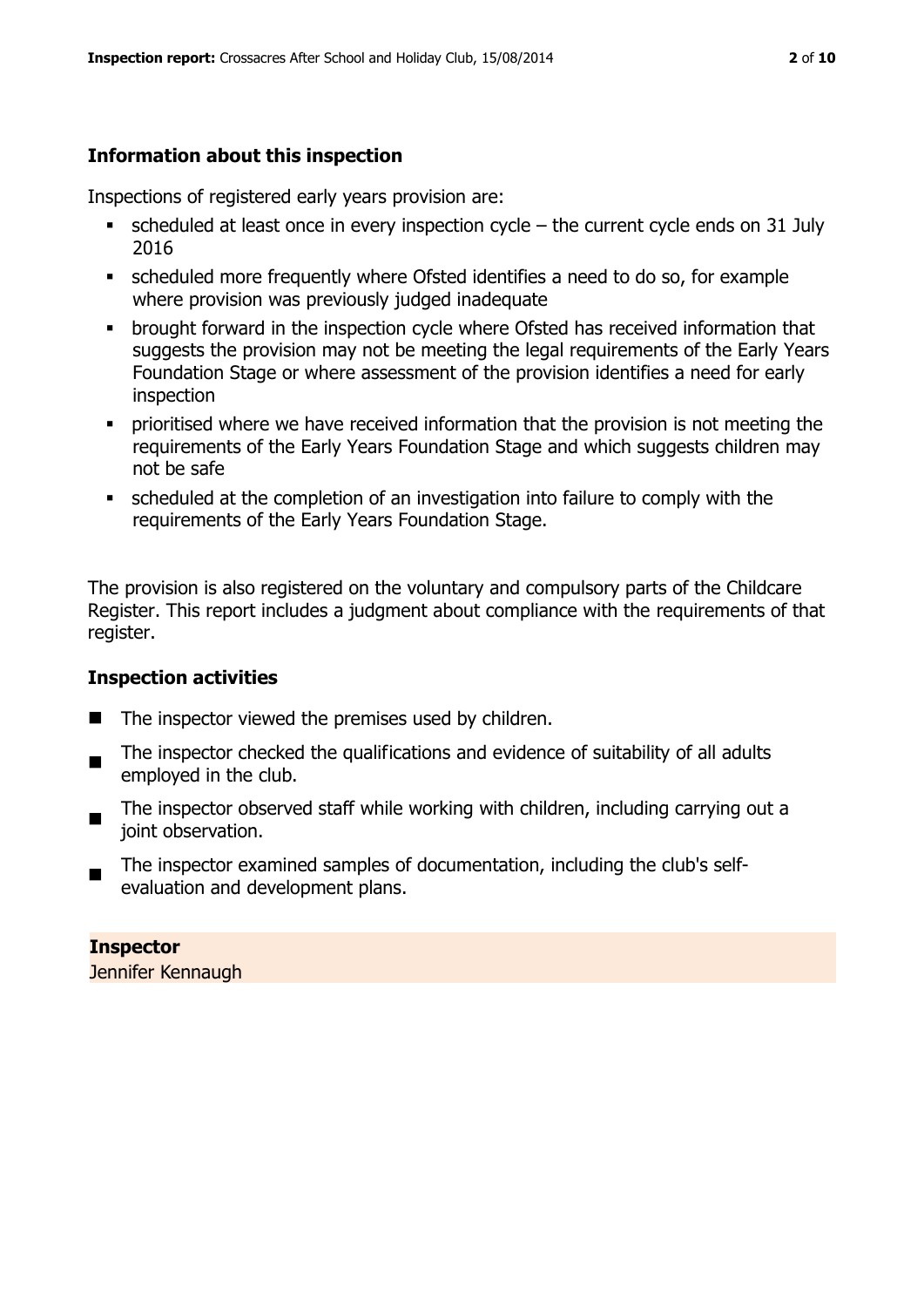## Information about this inspection

Inspections of registered early years provision are:

- scheduled at least once in every inspection cycle – the current cycle ends on 31 July 2016
- scheduled more frequently where Ofsted identifies a need to do so, for example where provision was previously judged inadequate
- brought forward in the inspection cycle where Ofsted has received information that suggests the provision may not be meeting the legal requirements of the Early Years Foundation Stage or where assessment of the provision identifies a need for early inspection
- prioritised where we have received information that the provision is not meeting the requirements of the Early Years Foundation Stage and which suggests children may not be safe
- scheduled at the completion of an investigation into failure to comply with the requirements of the Early Years Foundation Stage.

The provision is also registered on the voluntary and compulsory parts of the Childcare Register. This report includes a judgment about compliance with the requirements of that register.

## Inspection activities

- The inspector viewed the premises used by children.
- The inspector checked the qualifications and evidence of suitability of all adults employed in the club.
- The inspector observed staff while working with children, including carrying out a joint observation.
- The inspector examined samples of documentation, including the club's self-evaluation and development plans.

**Inspector**
Jennifer Kennaugh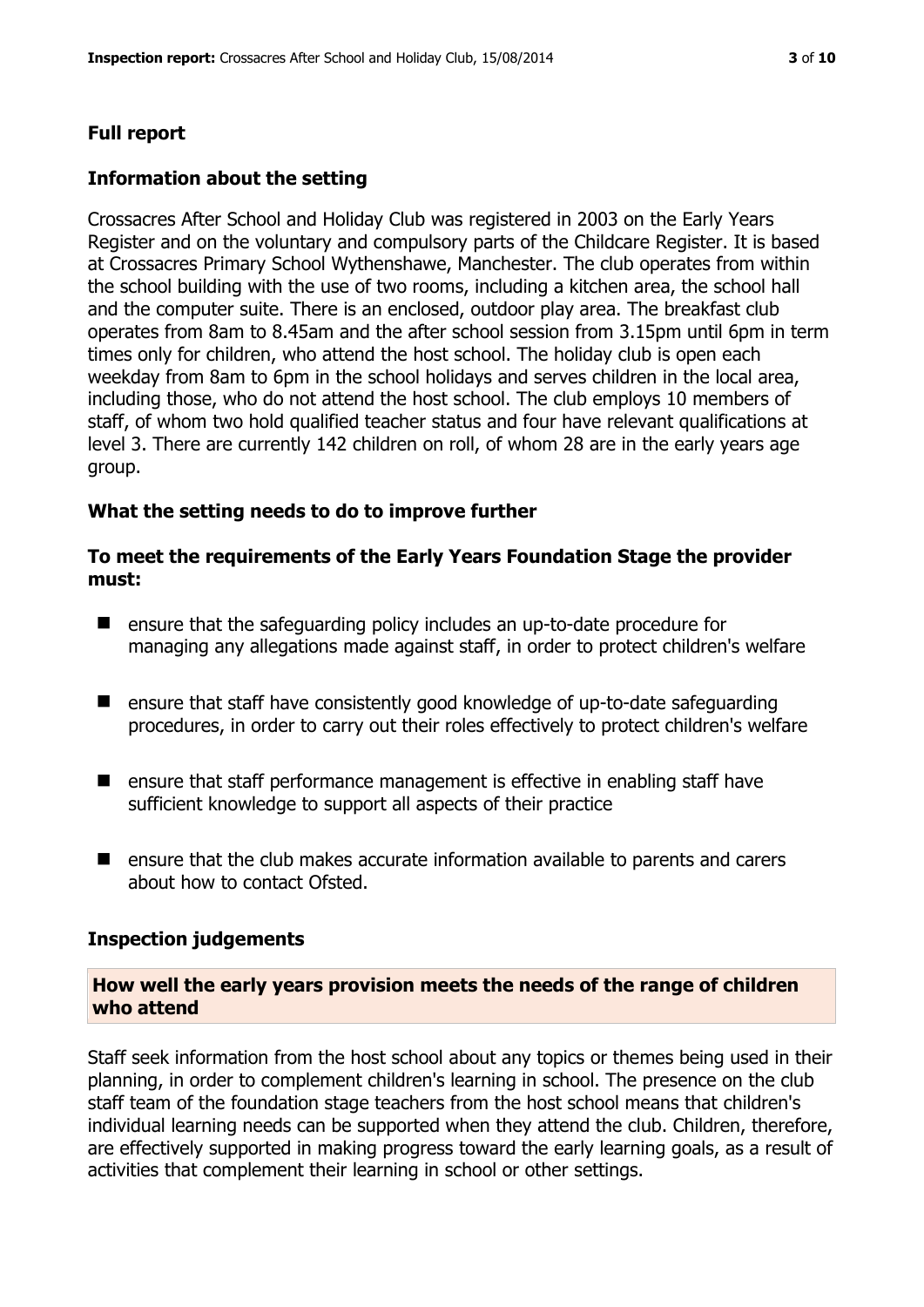## Full report

### Information about the setting

Crossacres After School and Holiday Club was registered in 2003 on the Early Years Register and on the voluntary and compulsory parts of the Childcare Register. It is based at Crossacres Primary School Wythenshawe, Manchester. The club operates from within the school building with the use of two rooms, including a kitchen area, the school hall and the computer suite. There is an enclosed, outdoor play area. The breakfast club operates from 8am to 8.45am and the after school session from 3.15pm until 6pm in term times only for children, who attend the host school. The holiday club is open each weekday from 8am to 6pm in the school holidays and serves children in the local area, including those, who do not attend the host school. The club employs 10 members of staff, of whom two hold qualified teacher status and four have relevant qualifications at level 3. There are currently 142 children on roll, of whom 28 are in the early years age group.

### What the setting needs to do to improve further

#### To meet the requirements of the Early Years Foundation Stage the provider must:

- ensure that the safeguarding policy includes an up-to-date procedure for managing any allegations made against staff, in order to protect children's welfare
- ensure that staff have consistently good knowledge of up-to-date safeguarding procedures, in order to carry out their roles effectively to protect children's welfare
- ensure that staff performance management is effective in enabling staff have sufficient knowledge to support all aspects of their practice
- ensure that the club makes accurate information available to parents and carers about how to contact Ofsted.

### Inspection judgements

#### How well the early years provision meets the needs of the range of children who attend

Staff seek information from the host school about any topics or themes being used in their planning, in order to complement children's learning in school. The presence on the club staff team of the foundation stage teachers from the host school means that children's individual learning needs can be supported when they attend the club. Children, therefore, are effectively supported in making progress toward the early learning goals, as a result of activities that complement their learning in school or other settings.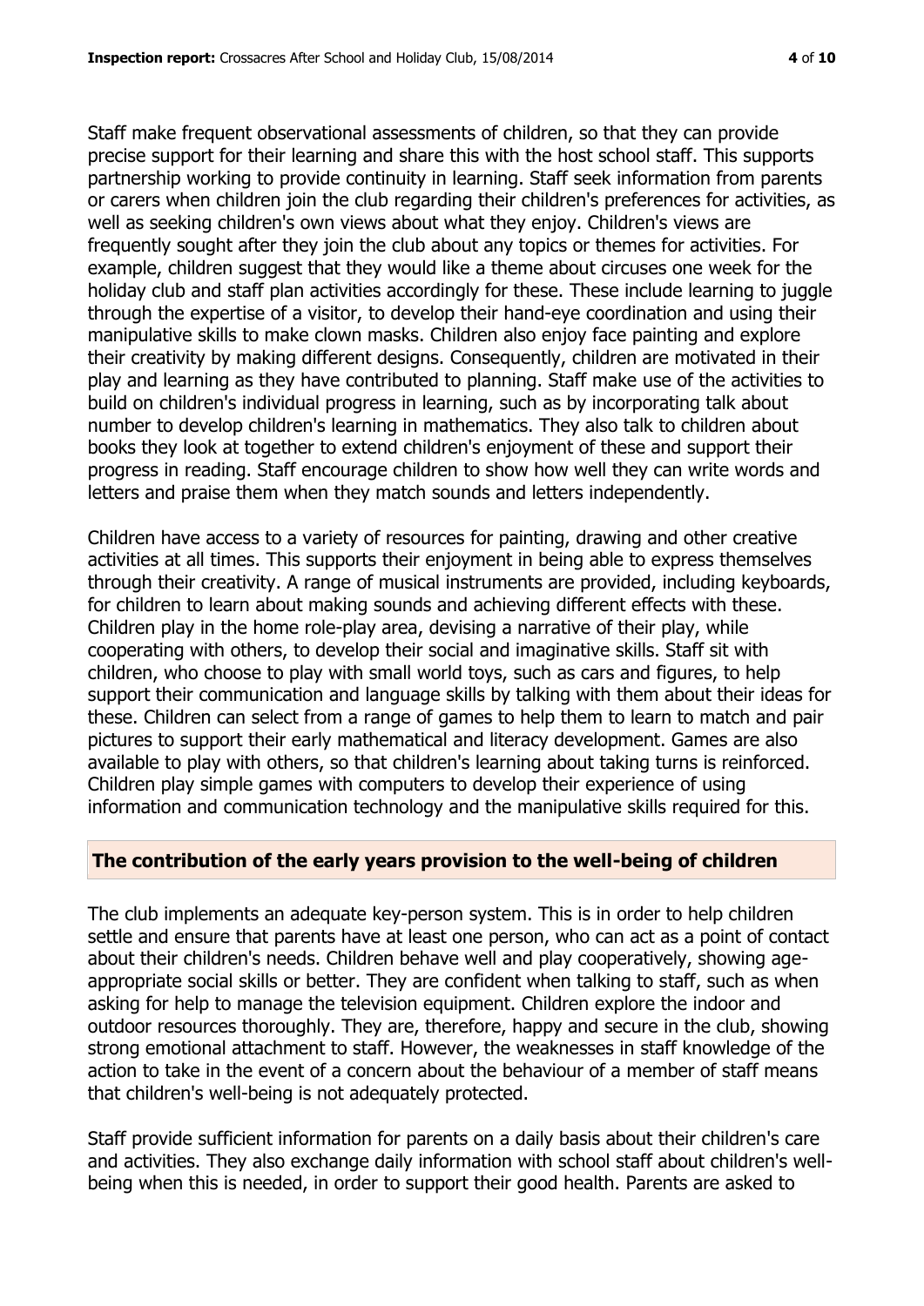Staff make frequent observational assessments of children, so that they can provide precise support for their learning and share this with the host school staff. This supports partnership working to provide continuity in learning. Staff seek information from parents or carers when children join the club regarding their children's preferences for activities, as well as seeking children's own views about what they enjoy. Children's views are frequently sought after they join the club about any topics or themes for activities. For example, children suggest that they would like a theme about circuses one week for the holiday club and staff plan activities accordingly for these. These include learning to juggle through the expertise of a visitor, to develop their hand-eye coordination and using their manipulative skills to make clown masks. Children also enjoy face painting and explore their creativity by making different designs. Consequently, children are motivated in their play and learning as they have contributed to planning. Staff make use of the activities to build on children's individual progress in learning, such as by incorporating talk about number to develop children's learning in mathematics. They also talk to children about books they look at together to extend children's enjoyment of these and support their progress in reading. Staff encourage children to show how well they can write words and letters and praise them when they match sounds and letters independently.

Children have access to a variety of resources for painting, drawing and other creative activities at all times. This supports their enjoyment in being able to express themselves through their creativity. A range of musical instruments are provided, including keyboards, for children to learn about making sounds and achieving different effects with these. Children play in the home role-play area, devising a narrative of their play, while cooperating with others, to develop their social and imaginative skills. Staff sit with children, who choose to play with small world toys, such as cars and figures, to help support their communication and language skills by talking with them about their ideas for these. Children can select from a range of games to help them to learn to match and pair pictures to support their early mathematical and literacy development. Games are also available to play with others, so that children's learning about taking turns is reinforced. Children play simple games with computers to develop their experience of using information and communication technology and the manipulative skills required for this.

## The contribution of the early years provision to the well-being of children

The club implements an adequate key-person system. This is in order to help children settle and ensure that parents have at least one person, who can act as a point of contact about their children's needs. Children behave well and play cooperatively, showing age-appropriate social skills or better. They are confident when talking to staff, such as when asking for help to manage the television equipment. Children explore the indoor and outdoor resources thoroughly. They are, therefore, happy and secure in the club, showing strong emotional attachment to staff. However, the weaknesses in staff knowledge of the action to take in the event of a concern about the behaviour of a member of staff means that children's well-being is not adequately protected.

Staff provide sufficient information for parents on a daily basis about their children's care and activities. They also exchange daily information with school staff about children's well-being when this is needed, in order to support their good health. Parents are asked to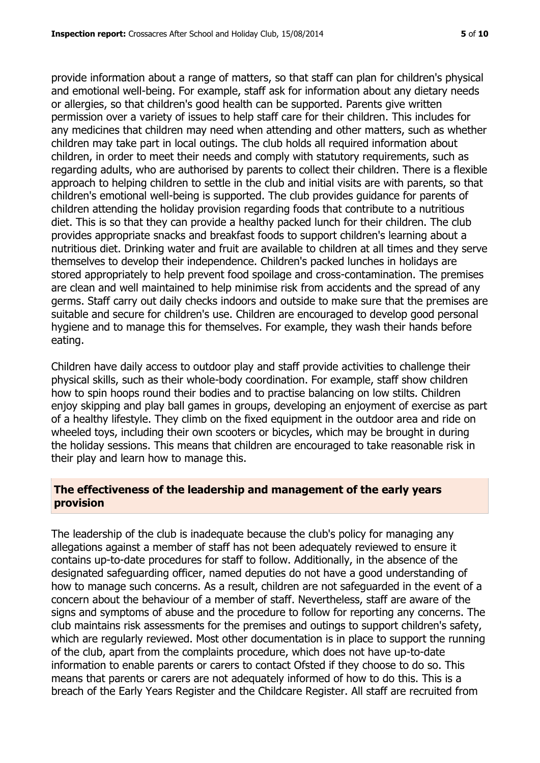provide information about a range of matters, so that staff can plan for children's physical and emotional well-being. For example, staff ask for information about any dietary needs or allergies, so that children's good health can be supported. Parents give written permission over a variety of issues to help staff care for their children. This includes for any medicines that children may need when attending and other matters, such as whether children may take part in local outings. The club holds all required information about children, in order to meet their needs and comply with statutory requirements, such as regarding adults, who are authorised by parents to collect their children. There is a flexible approach to helping children to settle in the club and initial visits are with parents, so that children's emotional well-being is supported. The club provides guidance for parents of children attending the holiday provision regarding foods that contribute to a nutritious diet. This is so that they can provide a healthy packed lunch for their children. The club provides appropriate snacks and breakfast foods to support children's learning about a nutritious diet. Drinking water and fruit are available to children at all times and they serve themselves to develop their independence. Children's packed lunches in holidays are stored appropriately to help prevent food spoilage and cross-contamination. The premises are clean and well maintained to help minimise risk from accidents and the spread of any germs. Staff carry out daily checks indoors and outside to make sure that the premises are suitable and secure for children's use. Children are encouraged to develop good personal hygiene and to manage this for themselves. For example, they wash their hands before eating.

Children have daily access to outdoor play and staff provide activities to challenge their physical skills, such as their whole-body coordination. For example, staff show children how to spin hoops round their bodies and to practise balancing on low stilts. Children enjoy skipping and play ball games in groups, developing an enjoyment of exercise as part of a healthy lifestyle. They climb on the fixed equipment in the outdoor area and ride on wheeled toys, including their own scooters or bicycles, which may be brought in during the holiday sessions. This means that children are encouraged to take reasonable risk in their play and learn how to manage this.

## The effectiveness of the leadership and management of the early years provision

The leadership of the club is inadequate because the club's policy for managing any allegations against a member of staff has not been adequately reviewed to ensure it contains up-to-date procedures for staff to follow. Additionally, in the absence of the designated safeguarding officer, named deputies do not have a good understanding of how to manage such concerns. As a result, children are not safeguarded in the event of a concern about the behaviour of a member of staff. Nevertheless, staff are aware of the signs and symptoms of abuse and the procedure to follow for reporting any concerns. The club maintains risk assessments for the premises and outings to support children's safety, which are regularly reviewed. Most other documentation is in place to support the running of the club, apart from the complaints procedure, which does not have up-to-date information to enable parents or carers to contact Ofsted if they choose to do so. This means that parents or carers are not adequately informed of how to do this. This is a breach of the Early Years Register and the Childcare Register. All staff are recruited from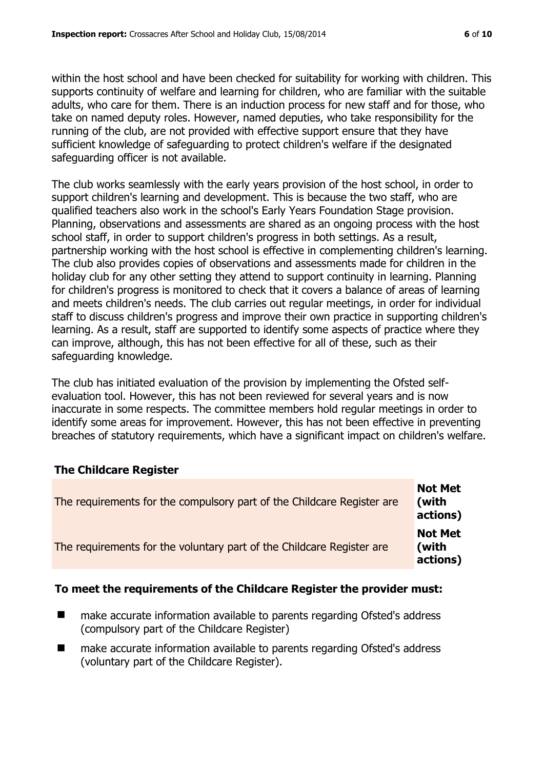within the host school and have been checked for suitability for working with children. This supports continuity of welfare and learning for children, who are familiar with the suitable adults, who care for them. There is an induction process for new staff and for those, who take on named deputy roles. However, named deputies, who take responsibility for the running of the club, are not provided with effective support ensure that they have sufficient knowledge of safeguarding to protect children's welfare if the designated safeguarding officer is not available.

The club works seamlessly with the early years provision of the host school, in order to support children's learning and development. This is because the two staff, who are qualified teachers also work in the school's Early Years Foundation Stage provision. Planning, observations and assessments are shared as an ongoing process with the host school staff, in order to support children's progress in both settings. As a result, partnership working with the host school is effective in complementing children's learning. The club also provides copies of observations and assessments made for children in the holiday club for any other setting they attend to support continuity in learning. Planning for children's progress is monitored to check that it covers a balance of areas of learning and meets children's needs. The club carries out regular meetings, in order for individual staff to discuss children's progress and improve their own practice in supporting children's learning. As a result, staff are supported to identify some aspects of practice where they can improve, although, this has not been effective for all of these, such as their safeguarding knowledge.

The club has initiated evaluation of the provision by implementing the Ofsted self-evaluation tool. However, this has not been reviewed for several years and is now inaccurate in some respects. The committee members hold regular meetings in order to identify some areas for improvement. However, this has not been effective in preventing breaches of statutory requirements, which have a significant impact on children's welfare.

## The Childcare Register

| | |
|---|---|
| The requirements for the compulsory part of the Childcare Register are | **Not Met (with actions)** |
| The requirements for the voluntary part of the Childcare Register are | **Not Met (with actions)** |

### To meet the requirements of the Childcare Register the provider must:

- make accurate information available to parents regarding Ofsted's address (compulsory part of the Childcare Register)
- make accurate information available to parents regarding Ofsted's address (voluntary part of the Childcare Register).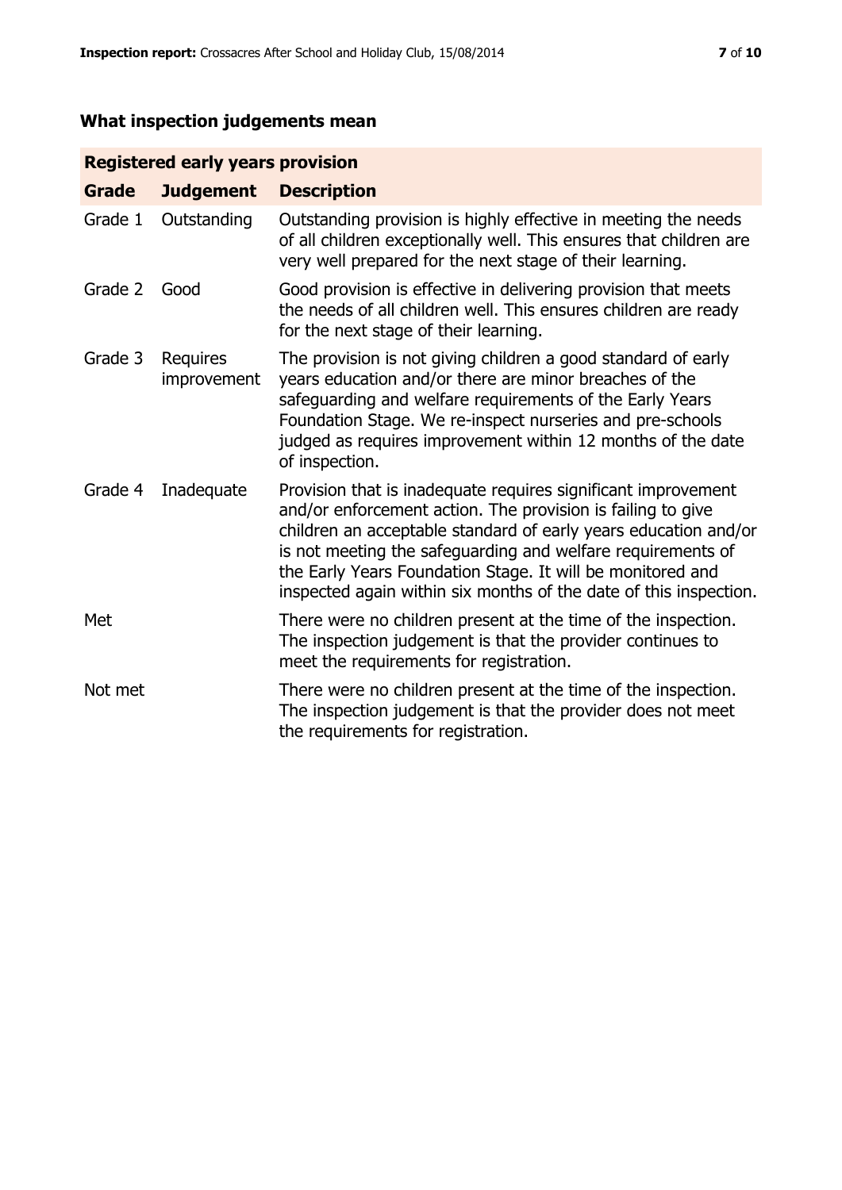## What inspection judgements mean

| Registered early years provision | | |
|---|---|---|
| **Grade** | **Judgement** | **Description** |
| Grade 1 | Outstanding | Outstanding provision is highly effective in meeting the needs of all children exceptionally well. This ensures that children are very well prepared for the next stage of their learning. |
| Grade 2 | Good | Good provision is effective in delivering provision that meets the needs of all children well. This ensures children are ready for the next stage of their learning. |
| Grade 3 | Requires improvement | The provision is not giving children a good standard of early years education and/or there are minor breaches of the safeguarding and welfare requirements of the Early Years Foundation Stage. We re-inspect nurseries and pre-schools judged as requires improvement within 12 months of the date of inspection. |
| Grade 4 | Inadequate | Provision that is inadequate requires significant improvement and/or enforcement action. The provision is failing to give children an acceptable standard of early years education and/or is not meeting the safeguarding and welfare requirements of the Early Years Foundation Stage. It will be monitored and inspected again within six months of the date of this inspection. |
| Met | | There were no children present at the time of the inspection. The inspection judgement is that the provider continues to meet the requirements for registration. |
| Not met | | There were no children present at the time of the inspection. The inspection judgement is that the provider does not meet the requirements for registration. |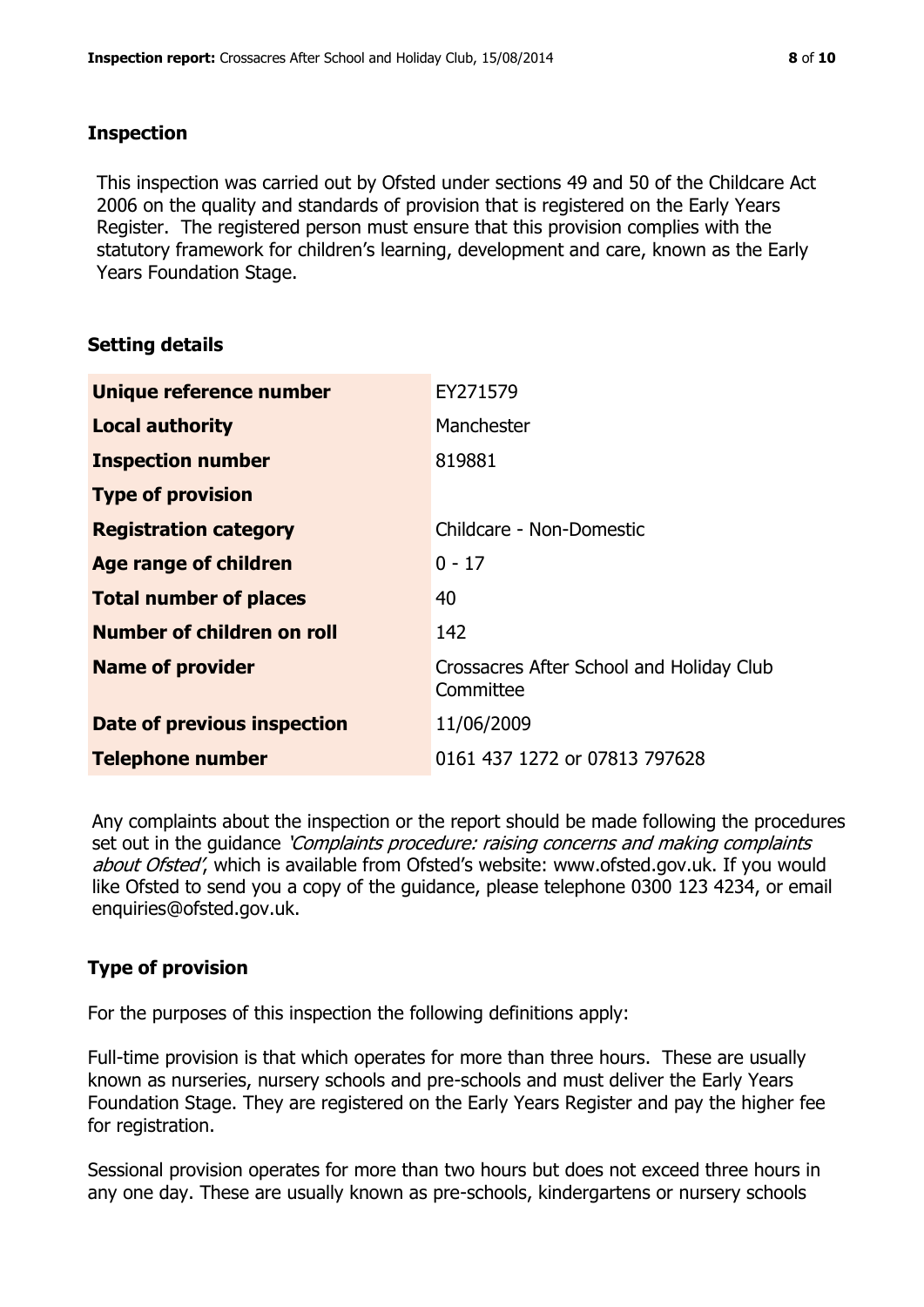## Inspection

This inspection was carried out by Ofsted under sections 49 and 50 of the Childcare Act 2006 on the quality and standards of provision that is registered on the Early Years Register. The registered person must ensure that this provision complies with the statutory framework for children's learning, development and care, known as the Early Years Foundation Stage.

## Setting details

| | |
|---|---|
| **Unique reference number** | EY271579 |
| **Local authority** | Manchester |
| **Inspection number** | 819881 |
| **Type of provision** | |
| **Registration category** | Childcare - Non-Domestic |
| **Age range of children** | 0 - 17 |
| **Total number of places** | 40 |
| **Number of children on roll** | 142 |
| **Name of provider** | Crossacres After School and Holiday Club Committee |
| **Date of previous inspection** | 11/06/2009 |
| **Telephone number** | 0161 437 1272 or 07813 797628 |

Any complaints about the inspection or the report should be made following the procedures set out in the guidance *'Complaints procedure: raising concerns and making complaints about Ofsted'*, which is available from Ofsted's website: www.ofsted.gov.uk. If you would like Ofsted to send you a copy of the guidance, please telephone 0300 123 4234, or email enquiries@ofsted.gov.uk.

## Type of provision

For the purposes of this inspection the following definitions apply:

Full-time provision is that which operates for more than three hours. These are usually known as nurseries, nursery schools and pre-schools and must deliver the Early Years Foundation Stage. They are registered on the Early Years Register and pay the higher fee for registration.

Sessional provision operates for more than two hours but does not exceed three hours in any one day. These are usually known as pre-schools, kindergartens or nursery schools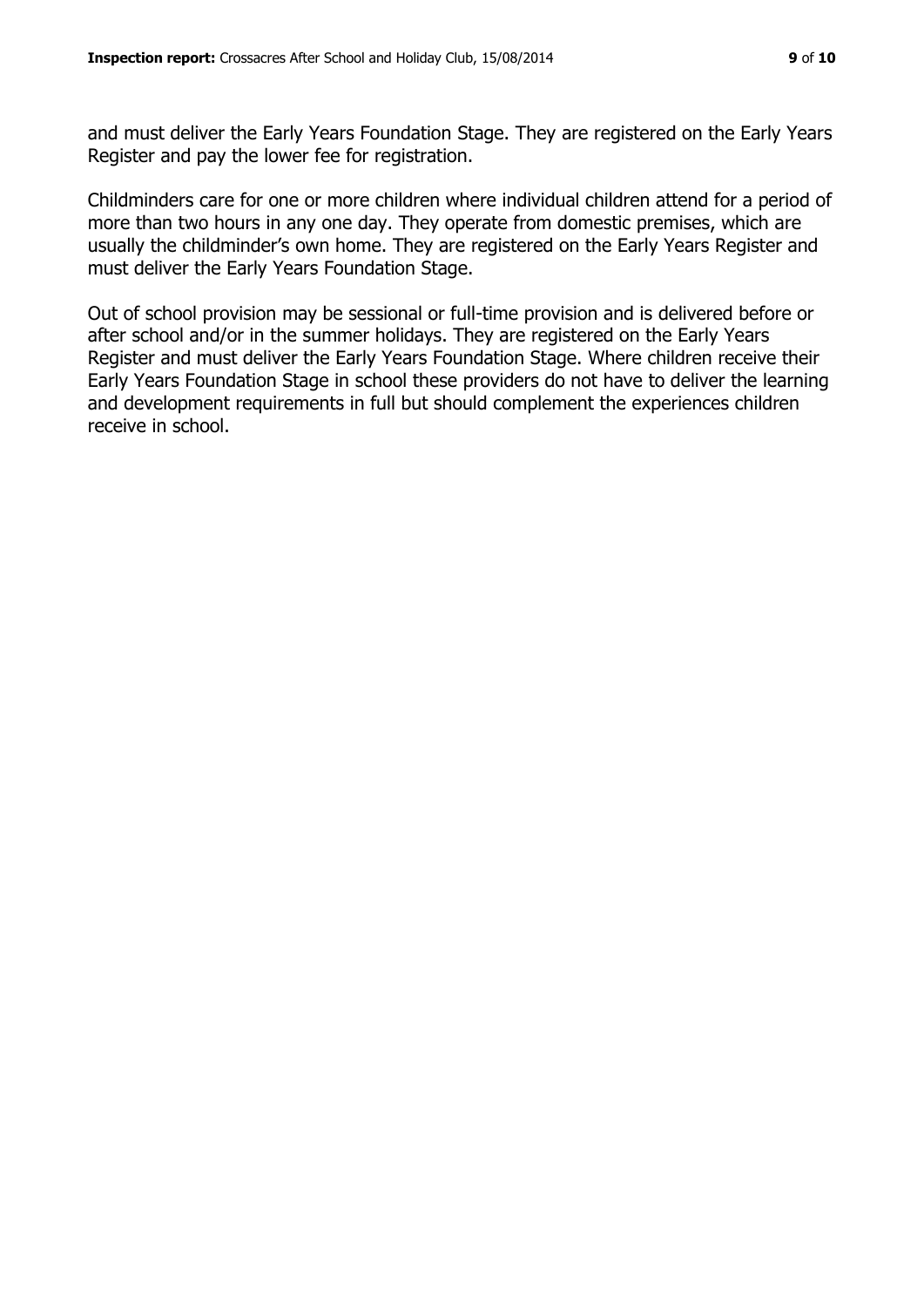and must deliver the Early Years Foundation Stage. They are registered on the Early Years Register and pay the lower fee for registration.

Childminders care for one or more children where individual children attend for a period of more than two hours in any one day. They operate from domestic premises, which are usually the childminder's own home. They are registered on the Early Years Register and must deliver the Early Years Foundation Stage.

Out of school provision may be sessional or full-time provision and is delivered before or after school and/or in the summer holidays. They are registered on the Early Years Register and must deliver the Early Years Foundation Stage. Where children receive their Early Years Foundation Stage in school these providers do not have to deliver the learning and development requirements in full but should complement the experiences children receive in school.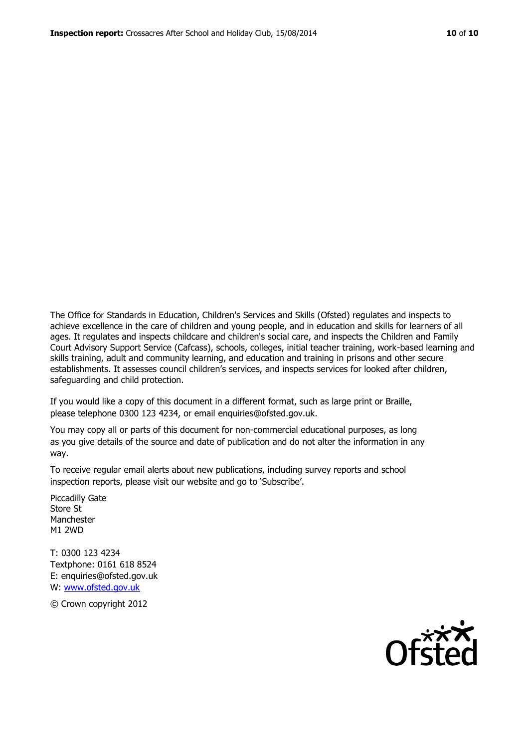The Office for Standards in Education, Children's Services and Skills (Ofsted) regulates and inspects to achieve excellence in the care of children and young people, and in education and skills for learners of all ages. It regulates and inspects childcare and children's social care, and inspects the Children and Family Court Advisory Support Service (Cafcass), schools, colleges, initial teacher training, work-based learning and skills training, adult and community learning, and education and training in prisons and other secure establishments. It assesses council children's services, and inspects services for looked after children, safeguarding and child protection.

If you would like a copy of this document in a different format, such as large print or Braille, please telephone 0300 123 4234, or email enquiries@ofsted.gov.uk.

You may copy all or parts of this document for non-commercial educational purposes, as long as you give details of the source and date of publication and do not alter the information in any way.

To receive regular email alerts about new publications, including survey reports and school inspection reports, please visit our website and go to 'Subscribe'.

Piccadilly Gate
Store St
Manchester
M1 2WD

T: 0300 123 4234
Textphone: 0161 618 8524
E: enquiries@ofsted.gov.uk
W: www.ofsted.gov.uk

© Crown copyright 2012

Ofsted